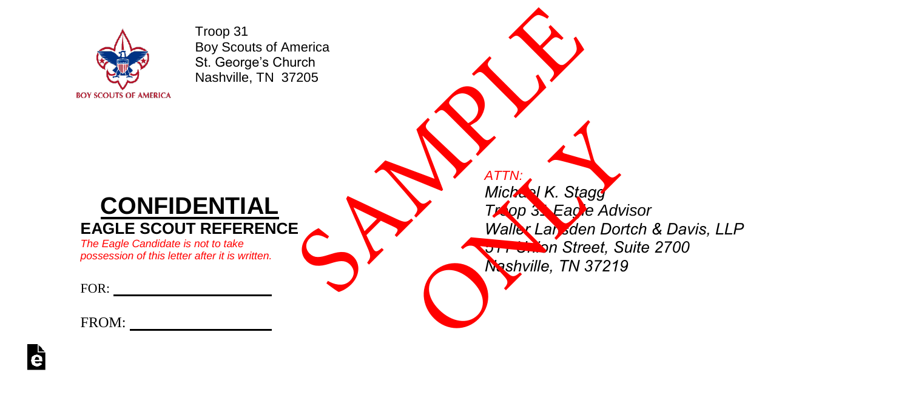Troop 31
Boy Scouts of America
St. George's Church
Nashville, TN 37205

SAMPLE ONLY

*ATTN:*
*Michael K. Stagg*
*Troop 31 Eagle Advisor*
*Waller Lansden Dortch & Davis, LLP*
*511 Union Street, Suite 2700*
*Nashville, TN 37219*

# CONFIDENTIAL

## EAGLE SCOUT REFERENCE

*The Eagle Candidate is not to take possession of this letter after it is written.*

FOR: ____________________

FROM: ____________________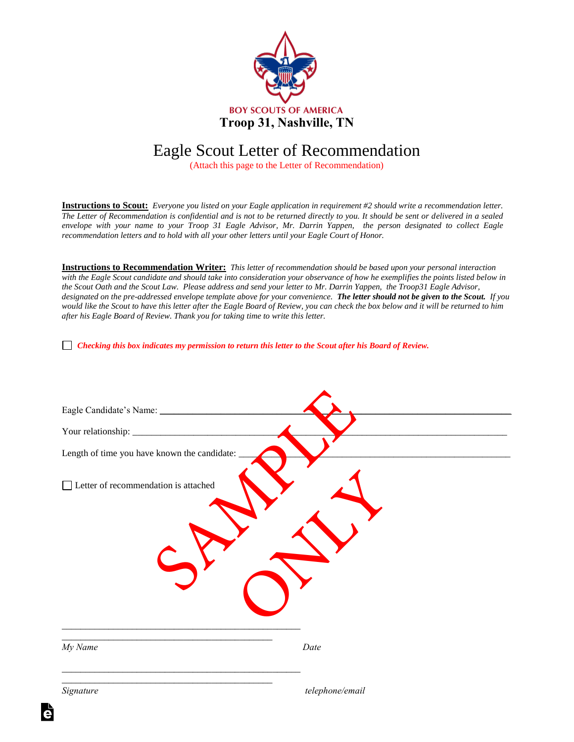BOY SCOUTS OF AMERICA

**Troop 31, Nashville, TN**

# Eagle Scout Letter of Recommendation

(Attach this page to the Letter of Recommendation)

**Instructions to Scout:** *Everyone you listed on your Eagle application in requirement #2 should write a recommendation letter. The Letter of Recommendation is confidential and is not to be returned directly to you. It should be sent or delivered in a sealed envelope with your name to your Troop 31 Eagle Advisor, Mr. Darrin Yappen, the person designated to collect Eagle recommendation letters and to hold with all your other letters until your Eagle Court of Honor.*

**Instructions to Recommendation Writer:** *This letter of recommendation should be based upon your personal interaction with the Eagle Scout candidate and should take into consideration your observance of how he exemplifies the points listed below in the Scout Oath and the Scout Law. Please address and send your letter to Mr. Darrin Yappen, the Troop31 Eagle Advisor, designated on the pre-addressed envelope template above for your convenience.* ***The letter should not be given to the Scout.*** *If you would like the Scout to have this letter after the Eagle Board of Review, you can check the box below and it will be returned to him after his Eagle Board of Review. Thank you for taking time to write this letter.*

☐ ***Checking this box indicates my permission to return this letter to the Scout after his Board of Review.***

Eagle Candidate's Name: ______________________________________________

Your relationship: ______________________________________________

Length of time you have known the candidate: ______________________________________________

☐ Letter of recommendation is attached

SAMPLE ONLY

______________________________________________ ______________________________________________

*My Name* *Date*

______________________________________________ ______________________________________________

*Signature* *telephone/email*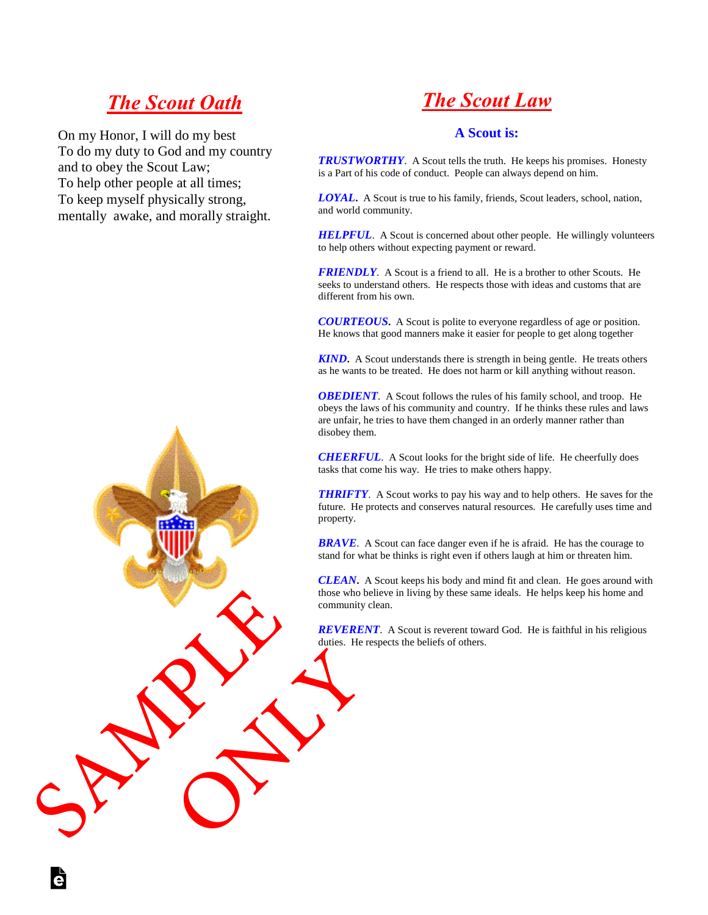## *The Scout Oath*

On my Honor, I will do my best
To do my duty to God and my country
and to obey the Scout Law;
To help other people at all times;
To keep myself physically strong,
mentally awake, and morally straight.

## *The Scout Law*

### A Scout is:

***TRUSTWORTHY***. A Scout tells the truth. He keeps his promises. Honesty is a Part of his code of conduct. People can always depend on him.

***LOYAL***. A Scout is true to his family, friends, Scout leaders, school, nation, and world community.

***HELPFUL***. A Scout is concerned about other people. He willingly volunteers to help others without expecting payment or reward.

***FRIENDLY***. A Scout is a friend to all. He is a brother to other Scouts. He seeks to understand others. He respects those with ideas and customs that are different from his own.

***COURTEOUS***. A Scout is polite to everyone regardless of age or position. He knows that good manners make it easier for people to get along together

***KIND***. A Scout understands there is strength in being gentle. He treats others as he wants to be treated. He does not harm or kill anything without reason.

***OBEDIENT***. A Scout follows the rules of his family school, and troop. He obeys the laws of his community and country. If he thinks these rules and laws are unfair, he tries to have them changed in an orderly manner rather than disobey them.

***CHEERFUL***. A Scout looks for the bright side of life. He cheerfully does tasks that come his way. He tries to make others happy.

***THRIFTY***. A Scout works to pay his way and to help others. He saves for the future. He protects and conserves natural resources. He carefully uses time and property.

***BRAVE***. A Scout can face danger even if he is afraid. He has the courage to stand for what be thinks is right even if others laugh at him or threaten him.

***CLEAN***. A Scout keeps his body and mind fit and clean. He goes around with those who believe in living by these same ideals. He helps keep his home and community clean.

***REVERENT***. A Scout is reverent toward God. He is faithful in his religious duties. He respects the beliefs of others.

SAMPLE ONLY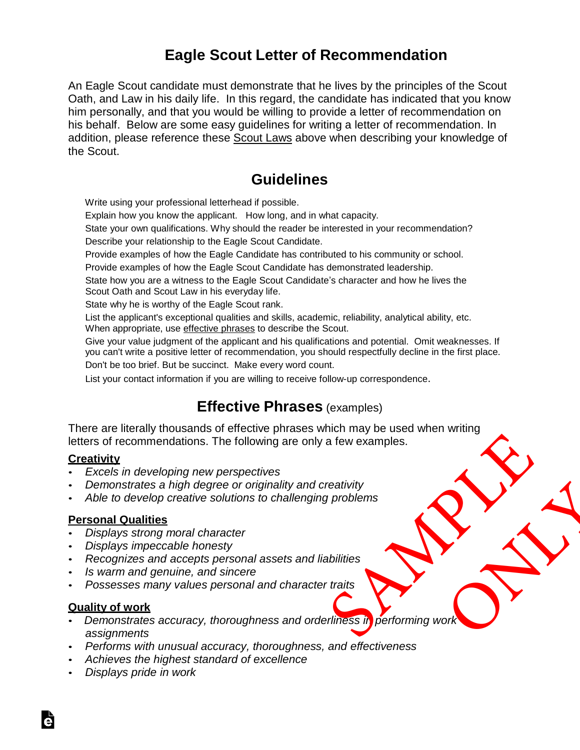# Eagle Scout Letter of Recommendation

An Eagle Scout candidate must demonstrate that he lives by the principles of the Scout Oath, and Law in his daily life. In this regard, the candidate has indicated that you know him personally, and that you would be willing to provide a letter of recommendation on his behalf. Below are some easy guidelines for writing a letter of recommendation. In addition, please reference these Scout Laws above when describing your knowledge of the Scout.

## Guidelines

Write using your professional letterhead if possible.

Explain how you know the applicant. How long, and in what capacity.

State your own qualifications. Why should the reader be interested in your recommendation?

Describe your relationship to the Eagle Scout Candidate.

Provide examples of how the Eagle Candidate has contributed to his community or school.

Provide examples of how the Eagle Scout Candidate has demonstrated leadership.

State how you are a witness to the Eagle Scout Candidate's character and how he lives the Scout Oath and Scout Law in his everyday life.

State why he is worthy of the Eagle Scout rank.

List the applicant's exceptional qualities and skills, academic, reliability, analytical ability, etc. When appropriate, use effective phrases to describe the Scout.

Give your value judgment of the applicant and his qualifications and potential. Omit weaknesses. If you can't write a positive letter of recommendation, you should respectfully decline in the first place.

Don't be too brief. But be succinct. Make every word count.

List your contact information if you are willing to receive follow-up correspondence.

## Effective Phrases (examples)

There are literally thousands of effective phrases which may be used when writing letters of recommendations. The following are only a few examples.

**Creativity**

- *Excels in developing new perspectives*
- *Demonstrates a high degree or originality and creativity*
- *Able to develop creative solutions to challenging problems*

**Personal Qualities**

- *Displays strong moral character*
- *Displays impeccable honesty*
- *Recognizes and accepts personal assets and liabilities*
- *Is warm and genuine, and sincere*
- *Possesses many values personal and character traits*

**Quality of work**

- *Demonstrates accuracy, thoroughness and orderliness in performing work assignments*
- *Performs with unusual accuracy, thoroughness, and effectiveness*
- *Achieves the highest standard of excellence*
- *Displays pride in work*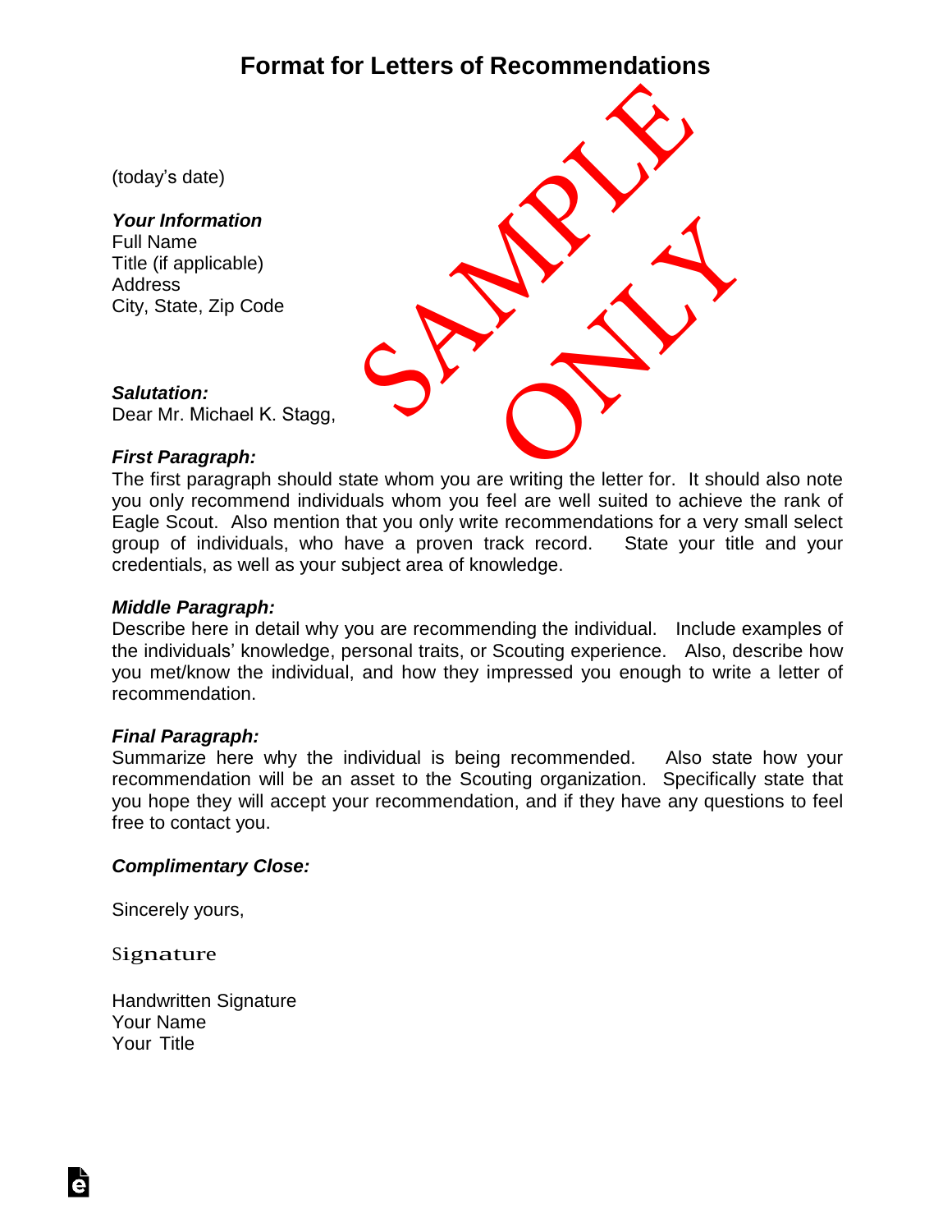# Format for Letters of Recommendations

SAMPLE ONLY

(today's date)

***Your Information***
Full Name
Title (if applicable)
Address
City, State, Zip Code

***Salutation:***
Dear Mr. Michael K. Stagg,

***First Paragraph:***
The first paragraph should state whom you are writing the letter for. It should also note you only recommend individuals whom you feel are well suited to achieve the rank of Eagle Scout. Also mention that you only write recommendations for a very small select group of individuals, who have a proven track record. State your title and your credentials, as well as your subject area of knowledge.

***Middle Paragraph:***
Describe here in detail why you are recommending the individual. Include examples of the individuals' knowledge, personal traits, or Scouting experience. Also, describe how you met/know the individual, and how they impressed you enough to write a letter of recommendation.

***Final Paragraph:***
Summarize here why the individual is being recommended. Also state how your recommendation will be an asset to the Scouting organization. Specifically state that you hope they will accept your recommendation, and if they have any questions to feel free to contact you.

***Complimentary Close:***

Sincerely yours,

Signature

Handwritten Signature
Your Name
Your Title